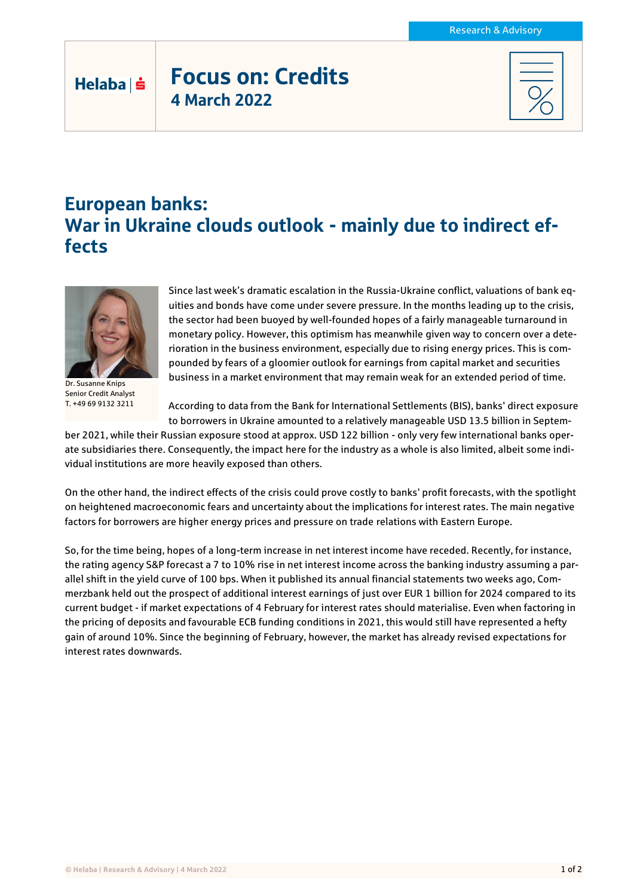Research & Advisory

Helaba

# Focus on: Credits
## 4 March 2022

# European banks: War in Ukraine clouds outlook - mainly due to indirect effects

Dr. Susanne Knips
Senior Credit Analyst
T. +49 69 9132 3211

Since last week's dramatic escalation in the Russia-Ukraine conflict, valuations of bank equities and bonds have come under severe pressure. In the months leading up to the crisis, the sector had been buoyed by well-founded hopes of a fairly manageable turnaround in monetary policy. However, this optimism has meanwhile given way to concern over a deterioration in the business environment, especially due to rising energy prices. This is compounded by fears of a gloomier outlook for earnings from capital market and securities business in a market environment that may remain weak for an extended period of time.

According to data from the Bank for International Settlements (BIS), banks' direct exposure to borrowers in Ukraine amounted to a relatively manageable USD 13.5 billion in September 2021, while their Russian exposure stood at approx. USD 122 billion - only very few international banks operate subsidiaries there. Consequently, the impact here for the industry as a whole is also limited, albeit some individual institutions are more heavily exposed than others.

On the other hand, the indirect effects of the crisis could prove costly to banks' profit forecasts, with the spotlight on heightened macroeconomic fears and uncertainty about the implications for interest rates. The main negative factors for borrowers are higher energy prices and pressure on trade relations with Eastern Europe.

So, for the time being, hopes of a long-term increase in net interest income have receded. Recently, for instance, the rating agency S&P forecast a 7 to 10% rise in net interest income across the banking industry assuming a parallel shift in the yield curve of 100 bps. When it published its annual financial statements two weeks ago, Commerzbank held out the prospect of additional interest earnings of just over EUR 1 billion for 2024 compared to its current budget - if market expectations of 4 February for interest rates should materialise. Even when factoring in the pricing of deposits and favourable ECB funding conditions in 2021, this would still have represented a hefty gain of around 10%. Since the beginning of February, however, the market has already revised expectations for interest rates downwards.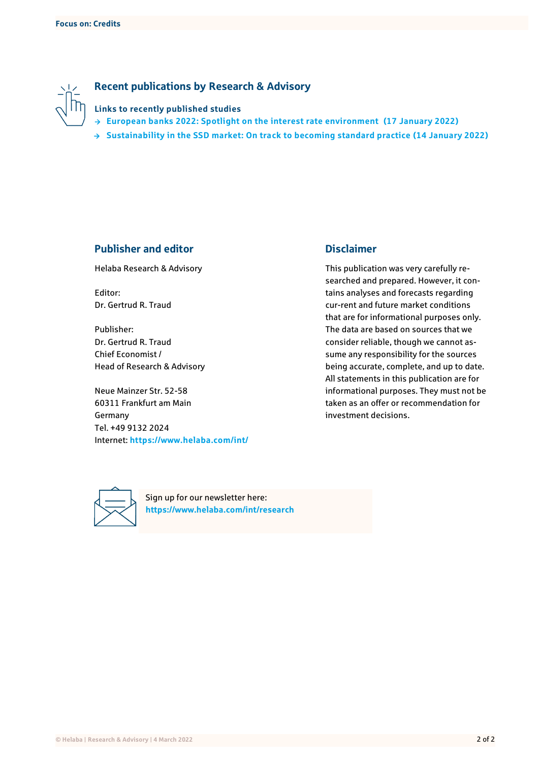## Recent publications by Research & Advisory

**Links to recently published studies**

- → **European banks 2022: Spotlight on the interest rate environment (17 January 2022)**
- → **Sustainability in the SSD market: On track to becoming standard practice (14 January 2022)**

## Publisher and editor

Helaba Research & Advisory

Editor:
Dr. Gertrud R. Traud

Publisher:
Dr. Gertrud R. Traud
Chief Economist /
Head of Research & Advisory

Neue Mainzer Str. 52-58
60311 Frankfurt am Main
Germany
Tel. +49 9132 2024
Internet: **https://www.helaba.com/int/**

## Disclaimer

This publication was very carefully researched and prepared. However, it contains analyses and forecasts regarding cur-rent and future market conditions that are for informational purposes only. The data are based on sources that we consider reliable, though we cannot assume any responsibility for the sources being accurate, complete, and up to date. All statements in this publication are for informational purposes. They must not be taken as an offer or recommendation for investment decisions.

Sign up for our newsletter here:
**https://www.helaba.com/int/research**